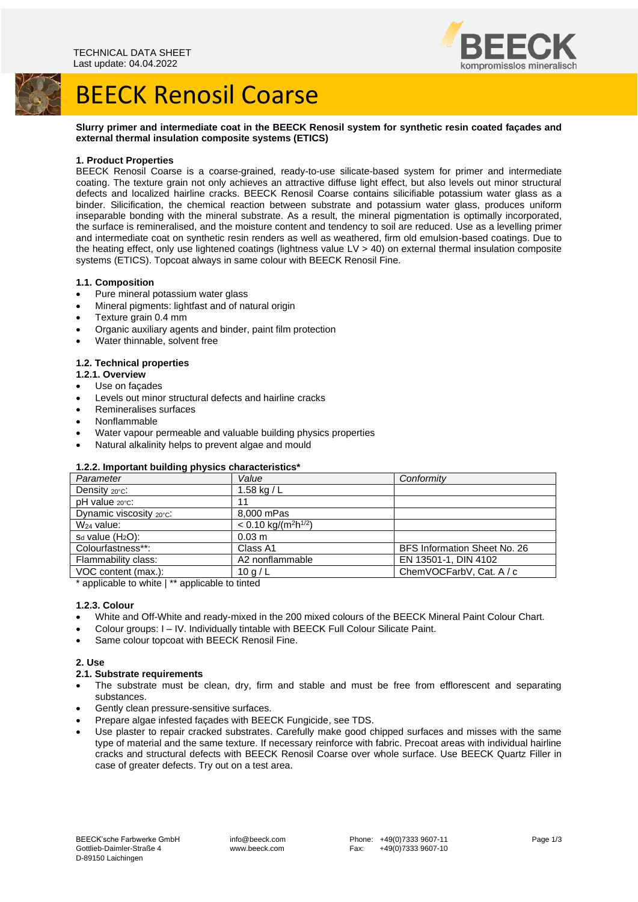TECHNICAL DATA SHEET
Last update: 04.04.2022

# BEECK Renosil Coarse

**Slurry primer and intermediate coat in the BEECK Renosil system for synthetic resin coated façades and external thermal insulation composite systems (ETICS)**

## 1. Product Properties

BEECK Renosil Coarse is a coarse-grained, ready-to-use silicate-based system for primer and intermediate coating. The texture grain not only achieves an attractive diffuse light effect, but also levels out minor structural defects and localized hairline cracks. BEECK Renosil Coarse contains silicifiable potassium water glass as a binder. Silicification, the chemical reaction between substrate and potassium water glass, produces uniform inseparable bonding with the mineral substrate. As a result, the mineral pigmentation is optimally incorporated, the surface is remineralised, and the moisture content and tendency to soil are reduced. Use as a levelling primer and intermediate coat on synthetic resin renders as well as weathered, firm old emulsion-based coatings. Due to the heating effect, only use lightened coatings (lightness value LV > 40) on external thermal insulation composite systems (ETICS). Topcoat always in same colour with BEECK Renosil Fine.

### 1.1. Composition

- Pure mineral potassium water glass
- Mineral pigments: lightfast and of natural origin
- Texture grain 0.4 mm
- Organic auxiliary agents and binder, paint film protection
- Water thinnable, solvent free

### 1.2. Technical properties

#### 1.2.1. Overview

- Use on façades
- Levels out minor structural defects and hairline cracks
- Remineralises surfaces
- Nonflammable
- Water vapour permeable and valuable building physics properties
- Natural alkalinity helps to prevent algae and mould

#### 1.2.2. Important building physics characteristics*

| *Parameter* | *Value* | *Conformity* |
|---|---|---|
| Density $_{20°C}$: | 1.58 kg / L | |
| pH value $_{20°C}$: | 11 | |
| Dynamic viscosity $_{20°C}$: | 8,000 mPas | |
| $W_{24}$ value: | < 0.10 kg/($m^2h^{1/2}$) | |
| $s_d$ value ($H_2O$): | 0.03 m | |
| Colourfastness**: | Class A1 | BFS Information Sheet No. 26 |
| Flammability class: | A2 nonflammable | EN 13501-1, DIN 4102 |
| VOC content (max.): | 10 g / L | ChemVOCFarbV, Cat. A / c |

* applicable to white | ** applicable to tinted

#### 1.2.3. Colour

- White and Off-White and ready-mixed in the 200 mixed colours of the BEECK Mineral Paint Colour Chart.
- Colour groups: I – IV. Individually tintable with BEECK Full Colour Silicate Paint.
- Same colour topcoat with BEECK Renosil Fine.

## 2. Use

### 2.1. Substrate requirements

- The substrate must be clean, dry, firm and stable and must be free from efflorescent and separating substances.
- Gently clean pressure-sensitive surfaces.
- Prepare algae infested façades with BEECK Fungicide, see TDS.
- Use plaster to repair cracked substrates. Carefully make good chipped surfaces and misses with the same type of material and the same texture. If necessary reinforce with fabric. Precoat areas with individual hairline cracks and structural defects with BEECK Renosil Coarse over whole surface. Use BEECK Quartz Filler in case of greater defects. Try out on a test area.

BEECK'sche Farbwerke GmbH
Gottlieb-Daimler-Straße 4
D-89150 Laichingen

info@beeck.com
www.beeck.com

Phone: +49(0)7333 9607-11
Fax: +49(0)7333 9607-10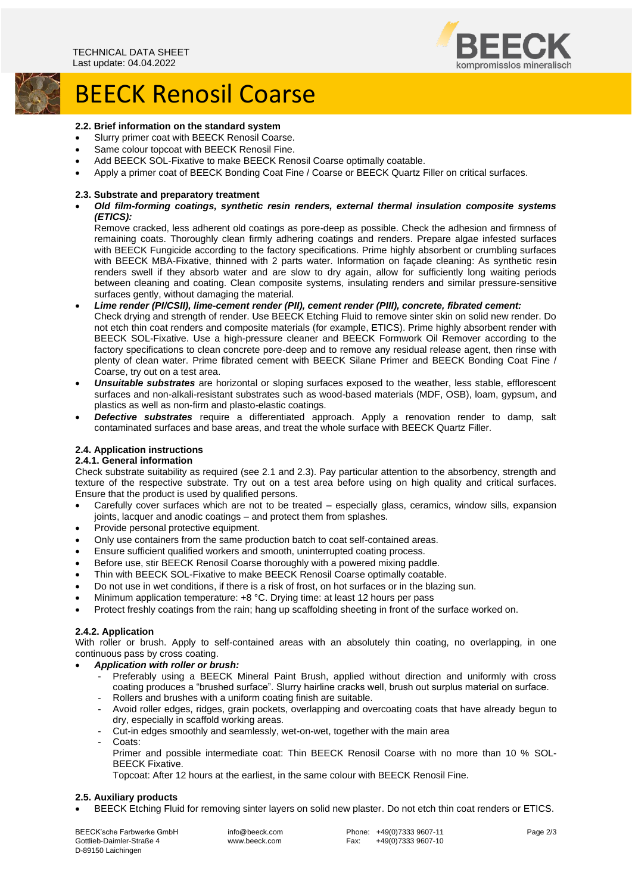### 2.2. Brief information on the standard system

- Slurry primer coat with BEECK Renosil Coarse.
- Same colour topcoat with BEECK Renosil Fine.
- Add BEECK SOL-Fixative to make BEECK Renosil Coarse optimally coatable.
- Apply a primer coat of BEECK Bonding Coat Fine / Coarse or BEECK Quartz Filler on critical surfaces.

### 2.3. Substrate and preparatory treatment

- ***Old film-forming coatings, synthetic resin renders, external thermal insulation composite systems (ETICS):***
  Remove cracked, less adherent old coatings as pore-deep as possible. Check the adhesion and firmness of remaining coats. Thoroughly clean firmly adhering coatings and renders. Prepare algae infested surfaces with BEECK Fungicide according to the factory specifications. Prime highly absorbent or crumbling surfaces with BEECK MBA-Fixative, thinned with 2 parts water. Information on façade cleaning: As synthetic resin renders swell if they absorb water and are slow to dry again, allow for sufficiently long waiting periods between cleaning and coating. Clean composite systems, insulating renders and similar pressure-sensitive surfaces gently, without damaging the material.
- ***Lime render (PI/CSII), lime-cement render (PII), cement render (PIII), concrete, fibrated cement:***
  Check drying and strength of render. Use BEECK Etching Fluid to remove sinter skin on solid new render. Do not etch thin coat renders and composite materials (for example, ETICS). Prime highly absorbent render with BEECK SOL-Fixative. Use a high-pressure cleaner and BEECK Formwork Oil Remover according to the factory specifications to clean concrete pore-deep and to remove any residual release agent, then rinse with plenty of clean water. Prime fibrated cement with BEECK Silane Primer and BEECK Bonding Coat Fine / Coarse, try out on a test area.
- ***Unsuitable substrates*** are horizontal or sloping surfaces exposed to the weather, less stable, efflorescent surfaces and non-alkali-resistant substrates such as wood-based materials (MDF, OSB), loam, gypsum, and plastics as well as non-firm and plasto-elastic coatings.
- ***Defective substrates*** require a differentiated approach. Apply a renovation render to damp, salt contaminated surfaces and base areas, and treat the whole surface with BEECK Quartz Filler.

### 2.4. Application instructions

#### 2.4.1. General information

Check substrate suitability as required (see 2.1 and 2.3). Pay particular attention to the absorbency, strength and texture of the respective substrate. Try out on a test area before using on high quality and critical surfaces. Ensure that the product is used by qualified persons.

- Carefully cover surfaces which are not to be treated – especially glass, ceramics, window sills, expansion joints, lacquer and anodic coatings – and protect them from splashes.
- Provide personal protective equipment.
- Only use containers from the same production batch to coat self-contained areas.
- Ensure sufficient qualified workers and smooth, uninterrupted coating process.
- Before use, stir BEECK Renosil Coarse thoroughly with a powered mixing paddle.
- Thin with BEECK SOL-Fixative to make BEECK Renosil Coarse optimally coatable.
- Do not use in wet conditions, if there is a risk of frost, on hot surfaces or in the blazing sun.
- Minimum application temperature: +8 °C. Drying time: at least 12 hours per pass
- Protect freshly coatings from the rain; hang up scaffolding sheeting in front of the surface worked on.

#### 2.4.2. Application

With roller or brush. Apply to self-contained areas with an absolutely thin coating, no overlapping, in one continuous pass by cross coating.

- ***Application with roller or brush:***
  - Preferably using a BEECK Mineral Paint Brush, applied without direction and uniformly with cross coating produces a "brushed surface". Slurry hairline cracks well, brush out surplus material on surface.
  - Rollers and brushes with a uniform coating finish are suitable.
  - Avoid roller edges, ridges, grain pockets, overlapping and overcoating coats that have already begun to dry, especially in scaffold working areas.
  - Cut-in edges smoothly and seamlessly, wet-on-wet, together with the main area
  - Coats:
    Primer and possible intermediate coat: Thin BEECK Renosil Coarse with no more than 10 % SOL-BEECK Fixative.
    Topcoat: After 12 hours at the earliest, in the same colour with BEECK Renosil Fine.

### 2.5. Auxiliary products

- BEECK Etching Fluid for removing sinter layers on solid new plaster. Do not etch thin coat renders or ETICS.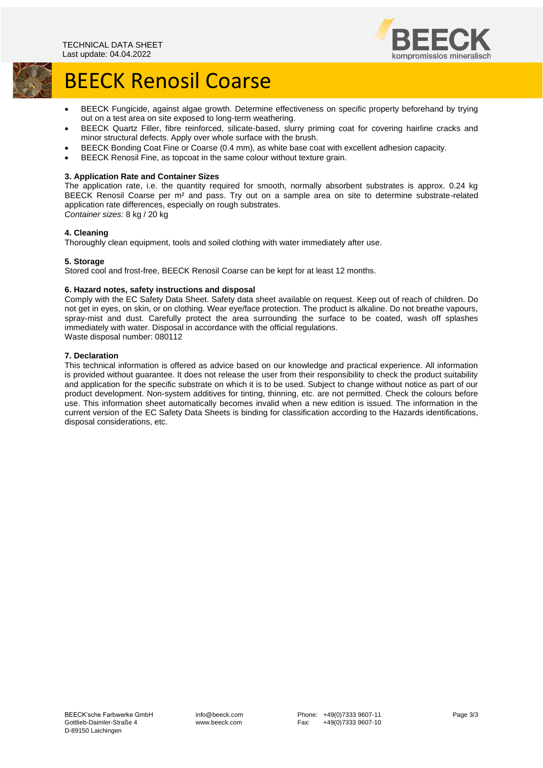- BEECK Fungicide, against algae growth. Determine effectiveness on specific property beforehand by trying out on a test area on site exposed to long-term weathering.
- BEECK Quartz Filler, fibre reinforced, silicate-based, slurry priming coat for covering hairline cracks and minor structural defects. Apply over whole surface with the brush.
- BEECK Bonding Coat Fine or Coarse (0.4 mm), as white base coat with excellent adhesion capacity.
- BEECK Renosil Fine, as topcoat in the same colour without texture grain.

#### 3. Application Rate and Container Sizes

The application rate, i.e. the quantity required for smooth, normally absorbent substrates is approx. 0.24 kg BEECK Renosil Coarse per m² and pass. Try out on a sample area on site to determine substrate-related application rate differences, especially on rough substrates.
*Container sizes:* 8 kg / 20 kg

#### 4. Cleaning

Thoroughly clean equipment, tools and soiled clothing with water immediately after use.

#### 5. Storage

Stored cool and frost-free, BEECK Renosil Coarse can be kept for at least 12 months.

#### 6. Hazard notes, safety instructions and disposal

Comply with the EC Safety Data Sheet. Safety data sheet available on request. Keep out of reach of children. Do not get in eyes, on skin, or on clothing. Wear eye/face protection. The product is alkaline. Do not breathe vapours, spray-mist and dust. Carefully protect the area surrounding the surface to be coated, wash off splashes immediately with water. Disposal in accordance with the official regulations.
Waste disposal number: 080112

#### 7. Declaration

This technical information is offered as advice based on our knowledge and practical experience. All information is provided without guarantee. It does not release the user from their responsibility to check the product suitability and application for the specific substrate on which it is to be used. Subject to change without notice as part of our product development. Non-system additives for tinting, thinning, etc. are not permitted. Check the colours before use. This information sheet automatically becomes invalid when a new edition is issued. The information in the current version of the EC Safety Data Sheets is binding for classification according to the Hazards identifications, disposal considerations, etc.